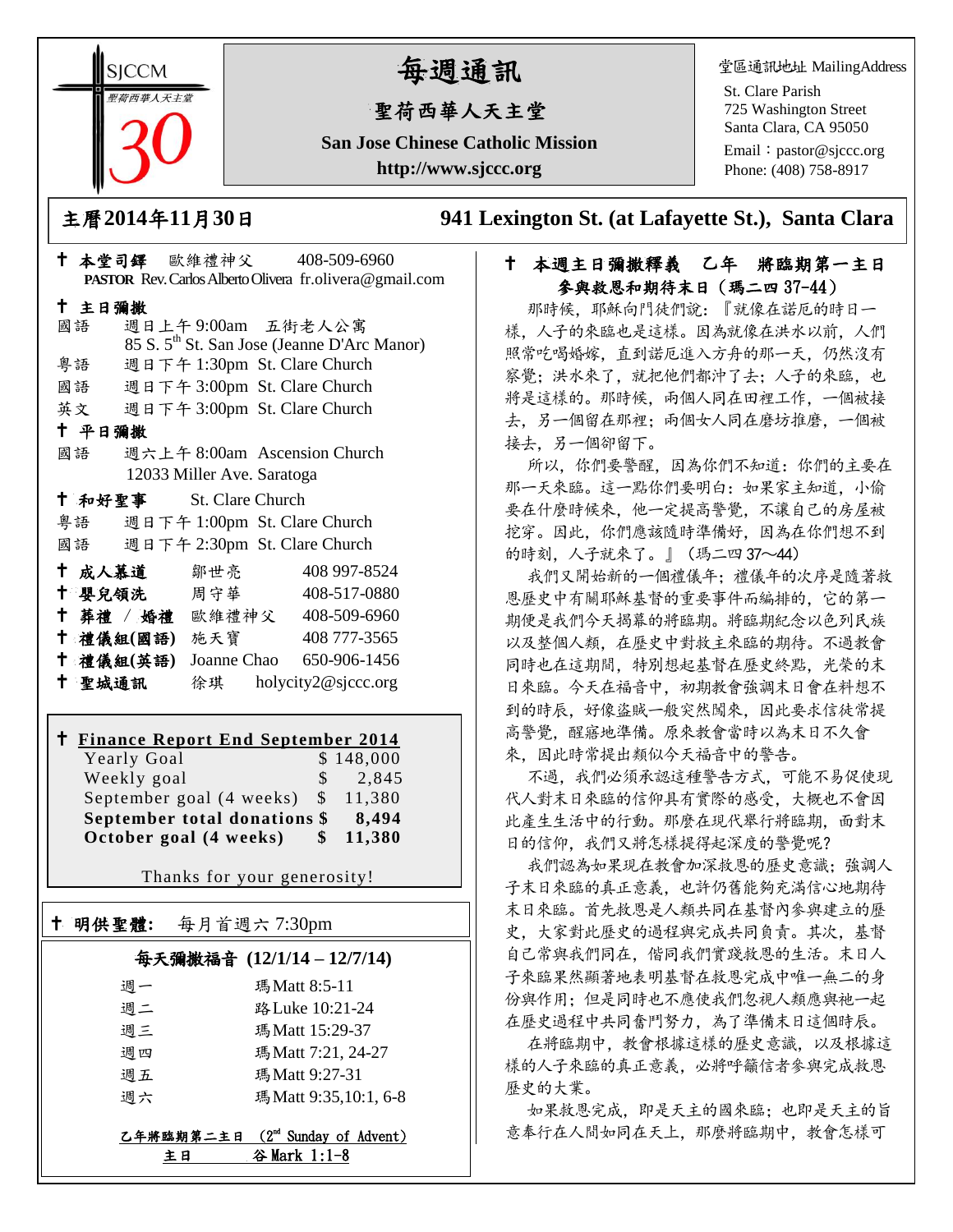SJCCM

聖荷西華人天主堂

30

# 每週通訊

## 聖荷西華人天主堂

**San Jose Chinese Catholic Mission**

**http://www.sjccc.org**

堂區通訊地址 MailingAddress

St. Clare Parish
725 Washington Street
Santa Clara, CA 95050
Email：pastor@sjccc.org
Phone: (408) 758-8917

## 主曆2014年11月30日　　941 Lexington St. (at Lafayette St.), Santa Clara

**† 本堂司鐸** 歐維禮神父 408-509-6960
**PASTOR** Rev. Carlos Alberto Olivera fr.olivera@gmail.com

**† 主日彌撒**

國語　週日上午 9:00am 五街老人公寓
85 S. 5th St. San Jose (Jeanne D'Arc Manor)
粵語　週日下午 1:30pm St. Clare Church
國語　週日下午 3:00pm St. Clare Church
英文　週日下午 3:00pm St. Clare Church

**† 平日彌撒**

國語　週六上午 8:00am Ascension Church
12033 Miller Ave. Saratoga

**† 和好聖事** St. Clare Church

粵語　週日下午 1:00pm St. Clare Church
國語　週日下午 2:30pm St. Clare Church

| | | |
|---|---|---|
| **† 成人慕道** | 鄒世亮 | 408 997-8524 |
| **† 嬰兒領洗** | 周守華 | 408-517-0880 |
| **† 葬禮 / 婚禮** | 歐維禮神父 | 408-509-6960 |
| **† 禮儀組(國語)** | 施天寶 | 408 777-3565 |
| **† 禮儀組(英語)** | Joanne Chao | 650-906-1456 |
| **† 聖城通訊** | 徐琪 | holycity2@sjccc.org |

**† Finance Report End September 2014**

| | |
|---|---|
| Yearly Goal | $ 148,000 |
| Weekly goal | $ 2,845 |
| September goal (4 weeks) | $ 11,380 |
| **September total donations** | **$ 8,494** |
| **October goal (4 weeks)** | **$ 11,380** |

Thanks for your generosity!

**† 明供聖體:** 每月首週六 7:30pm

**每天彌撒福音 (12/1/14 – 12/7/14)**

| | |
|---|---|
| 週一 | 瑪 Matt 8:5-11 |
| 週二 | 路 Luke 10:21-24 |
| 週三 | 瑪 Matt 15:29-37 |
| 週四 | 瑪 Matt 7:21, 24-27 |
| 週五 | 瑪 Matt 9:27-31 |
| 週六 | 瑪 Matt 9:35,10:1, 6-8 |

**乙年將臨期第二主日 (2nd Sunday of Advent)**
**主日　谷 Mark 1:1-8**

**† 本週主日彌撒釋義　乙年　將臨期第一主日**
**參與救恩和期待末日（瑪二四 37-44）**

那時候，耶穌向門徒們說：『就像在諾厄的時日一樣，人子的來臨也是這樣。因為就像在洪水以前，人們照常吃喝婚嫁，直到諾厄進入方舟的那一天，仍然沒有察覺；洪水來了，就把他們都沖了去；人子的來臨，也將是這樣的。那時候，兩個人同在田裡工作，一個被接去，另一個留在那裡；兩個女人同在磨坊推磨，一個被接去，另一個卻留下。

所以，你們要警醒，因為你們不知道：你們的主要在那一天來臨。這一點你們要明白：如果家主知道，小偷要在什麼時候來，他一定提高警覺，不讓自己的房屋被挖穿。因此，你們應該隨時準備好，因為在你們想不到的時刻，人子就來了。』（瑪二四 37～44）

我們又開始新的一個禮儀年；禮儀年的次序是隨著救恩歷史中有關耶穌基督的重要事件而編排的，它的第一期便是我們今天揭幕的將臨期。將臨期紀念以色列民族以及整個人類，在歷史中對救主來臨的期待。不過教會同時也在這期間，特別想起基督在歷史終點，光榮的末日來臨。今天在福音中，初期教會強調末日會在料想不到的時辰，好像盜賊一般突然闖來，因此要求信徒常提高警覺，醒寤地準備。原來教會當時以為末日不久會來，因此時常提出類似今天福音中的警告。

不過，我們必須承認這種警告方式，可能不易促使現代人對末日來臨的信仰具有實際的感受，大概也不會因此產生生活中的行動。那麼在現代舉行將臨期，面對末日的信仰，我們又將怎樣提得起深度的警覺呢?

我們認為如果現在教會加深救恩的歷史意識；強調人子末日來臨的真正意義，也許仍舊能夠充滿信心地期待末日來臨。首先救恩是人類共同在基督內參與建立的歷史，大家對此歷史的過程與完成共同負責。其次，基督自己常與我們同在，偕同我們實踐救恩的生活。末日人子來臨果然顯著地表明基督在救恩完成中唯一無二的身份與作用；但是同時也不應使我們忽視人類應與祂一起在歷史過程中共同奮鬥努力，為了準備末日這個時辰。

在將臨期中，教會根據這樣的歷史意識，以及根據這樣的人子來臨的真正意義，必將呼籲信者參與完成救恩歷史的大業。

如果救恩完成，即是天主的國來臨；也即是天主的旨意奉行在人間如同在天上，那麼將臨期中，教會怎樣可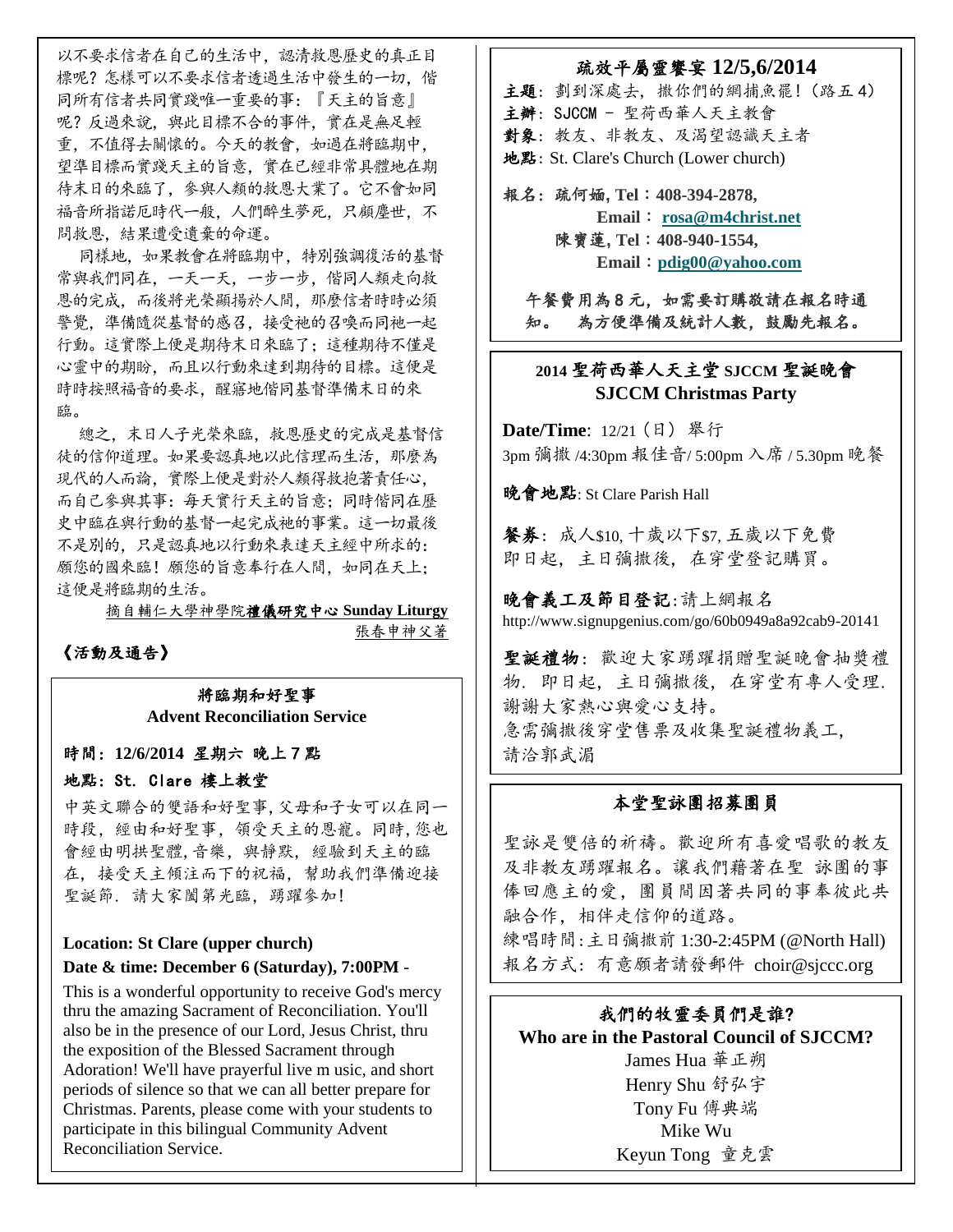以不要求信者在自己的生活中，認清救恩歷史的真正目標呢？怎樣可以不要求信者透過生活中發生的一切，偕同所有信者共同實踐唯一重要的事：『天主的旨意』呢？反過來說，與此目標不合的事件，實在是無足輕重，不值得去關懷的。今天的教會，如過在將臨期中，望準目標而實踐天主的旨意，實在已經非常具體地在期待末日的來臨了，參與人類的救恩大業了。它不會如同福音所指諾厄時代一般，人們醉生夢死，只顧塵世，不問救恩，結果遭受遺棄的命運。

同樣地，如果教會在將臨期中，特別強調復活的基督常與我們同在，一天一天，一步一步，偕同人類走向救恩的完成，而後將光榮顯揚於人間，那麼信者時時必須警覺，準備隨從基督的感召，接受祂的召喚而同祂一起行動。這實際上便是期待末日來臨了；這種期待不僅是心靈中的期盼，而且以行動來達到期待的目標。這便是時時按照福音的要求，醒寤地偕同基督準備末日的來臨。

總之，末日人子光榮來臨，救恩歷史的完成是基督信徒的信仰道理。如果要認真地以此信理而生活，那麼為現代的人而論，實際上便是對於人類得救抱著責任心，而自己參與其事：每天實行天主的旨意；同時偕同在歷史中臨在與行動的基督一起完成祂的事業。這一切最後不是別的，只是認真地以行動來表達天主經中所求的：願您的國來臨！願您的旨意奉行在人間，如同在天上；這便是將臨期的生活。

摘自輔仁大學神學院**禮儀研究中心 Sunday Liturgy**
張春申神父著

**《活動及通告》**

## 將臨期和好聖事
## Advent Reconciliation Service

**時間：12/6/2014 星期六 晚上７點**

**地點：St. Clare 樓上教堂**

中英文聯合的雙語和好聖事，父母和子女可以在同一時段，經由和好聖事，領受天主的恩寵。同時，您也會經由明拱聖體，音樂，與靜默，經驗到天主的臨在，接受天主傾注而下的祝福，幫助我們準備迎接聖誕節．請大家闔第光臨，踴躍參加！

**Location: St Clare (upper church)**

**Date & time: December 6 (Saturday), 7:00PM -**

This is a wonderful opportunity to receive God's mercy thru the amazing Sacrament of Reconciliation. You'll also be in the presence of our Lord, Jesus Christ, thru the exposition of the Blessed Sacrament through Adoration! We'll have prayerful live m usic, and short periods of silence so that we can all better prepare for Christmas. Parents, please come with your students to participate in this bilingual Community Advent Reconciliation Service.

## 疏效平屬靈饗宴 12/5,6/2014

**主題**：劃到深處去，撒你們的網捕魚罷！（路五４）
**主辦**：SJCCM － 聖荷西華人天主教會
**對象**：教友、非教友、及渴望認識天主者
**地點**：St. Clare's Church (Lower church)

**報名：疏何妡, Tel：408-394-2878,**
**Email： rosa@m4christ.net**
**陳寶蓮, Tel：408-940-1554,**
**Email：pdig00@yahoo.com**

**午餐費用為８元，如需要訂購敬請在報名時通知。 為方便準備及統計人數，鼓勵先報名。**

## 2014 聖荷西華人天主堂 SJCCM 聖誕晚會
## SJCCM Christmas Party

**Date/Time**: 12/21（日）舉行
3pm 彌撒 /4:30pm 報佳音/ 5:00pm 入席 / 5.30pm 晚餐

**晚會地點**: St Clare Parish Hall

**餐券**：成人$10, 十歲以下$7, 五歲以下免費
即日起，主日彌撒後，在穿堂登記購買。

**晚會義工及節目登記**:請上網報名
http://www.signupgenius.com/go/60b0949a8a92cab9-20141

**聖誕禮物**：歡迎大家踴躍捐贈聖誕晚會抽獎禮物．即日起，主日彌撒後，在穿堂有專人受理．謝謝大家熱心與愛心支持。
急需彌撒後穿堂售票及收集聖誕禮物義工，請洽郭武湄

## 本堂聖詠團招募團員

聖詠是雙倍的祈禱。歡迎所有喜愛唱歌的教友及非教友踴躍報名。讓我們藉著在聖 詠團的事倖回應主的愛，團員間因著共同的事奉彼此共融合作，相伴走信仰的道路。
練唱時間:主日彌撒前 1:30-2:45PM (@North Hall)
報名方式：有意願者請發郵件 choir@sjccc.org

## 我們的牧靈委員們是誰?
## Who are in the Pastoral Council of SJCCM?

James Hua 華正朔
Henry Shu 舒弘宇
Tony Fu 傅典端
Mike Wu
Keyun Tong 童克雲